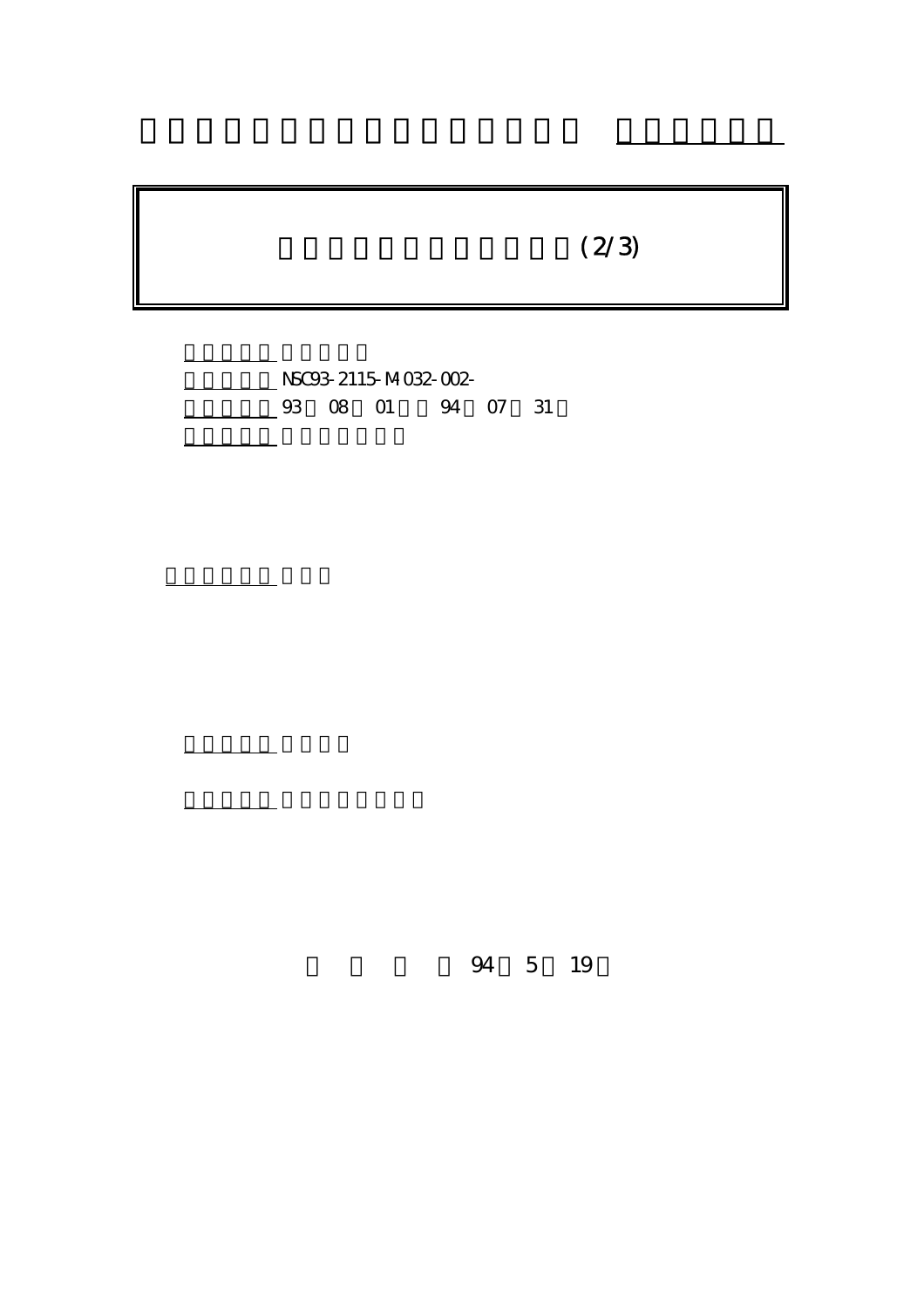# (2/3)

NSC93-2115-M-032-002-

93 08 01 94 07 31

94 5 19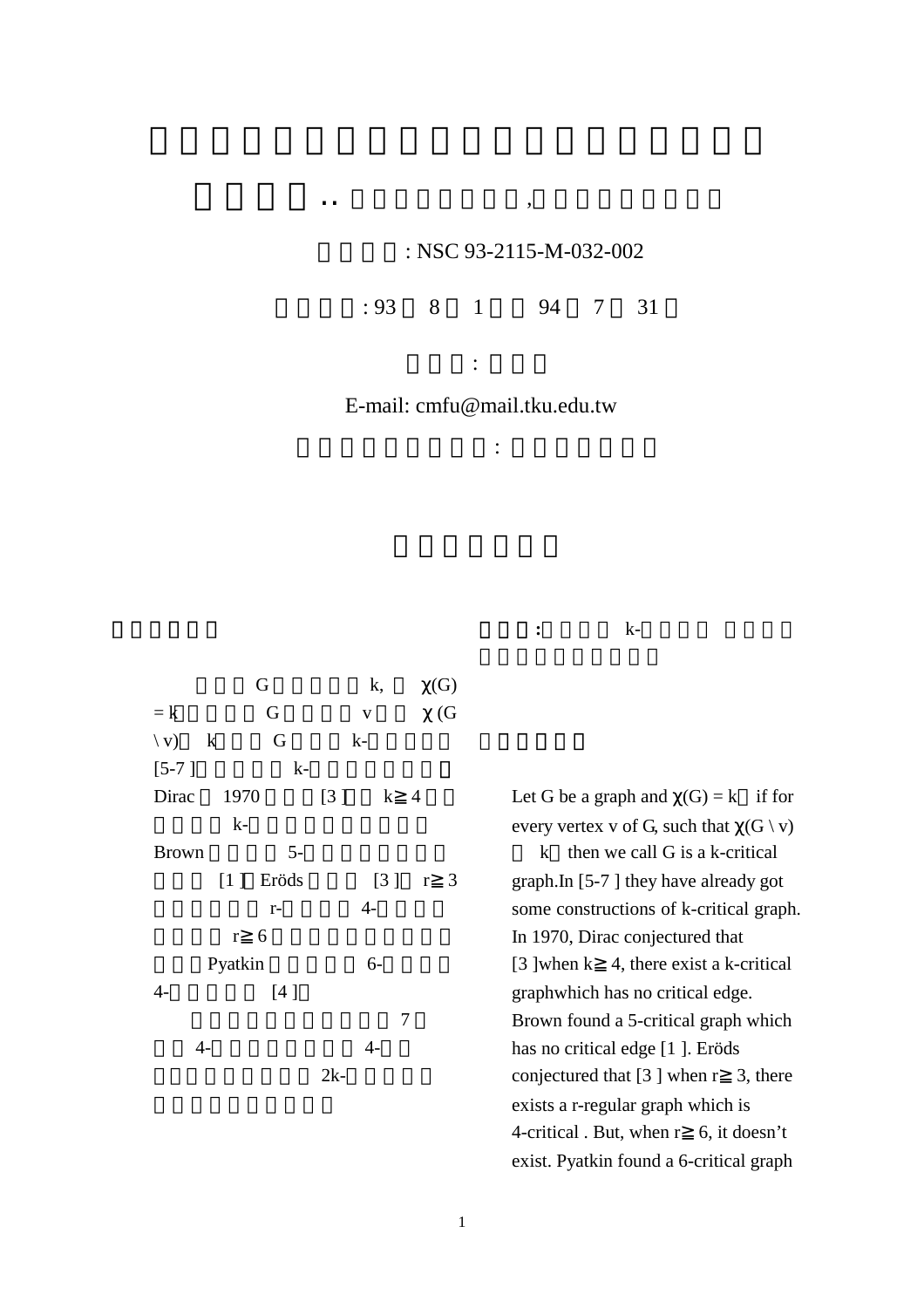: NSC 93-2115-M-032-002

: 93 8 1 94 7 31

:

E-mail: cmfu@mail.tku.edu.tw

:

: k-

G k, $\chi(G)$ = k G v $\chi$ (G \ v) k G k- [5-7 ] k- Dirac 1970 [3 ] k≧4 k- Brown 5- [1 ] Eröds [3 ] r≧3 r- 4- r≧6 Pyatkin 6- 4- [4 ]

7 4- 4- 2k-

Let G be a graph and $\chi(G) = k$ if for every vertex v of G, such that $\chi(G \setminus v)$ k then we call G is a k-critical graph.In [5-7 ] they have already got some constructions of k-critical graph. In 1970, Dirac conjectured that [3 ]when k≧4, there exist a k-critical graphwhich has no critical edge. Brown found a 5-critical graph which has no critical edge [1 ]. Eröds conjectured that [3 ] when r≧3, there exists a r-regular graph which is 4-critical . But, when r≧6, it doesn't exist. Pyatkin found a 6-critical graph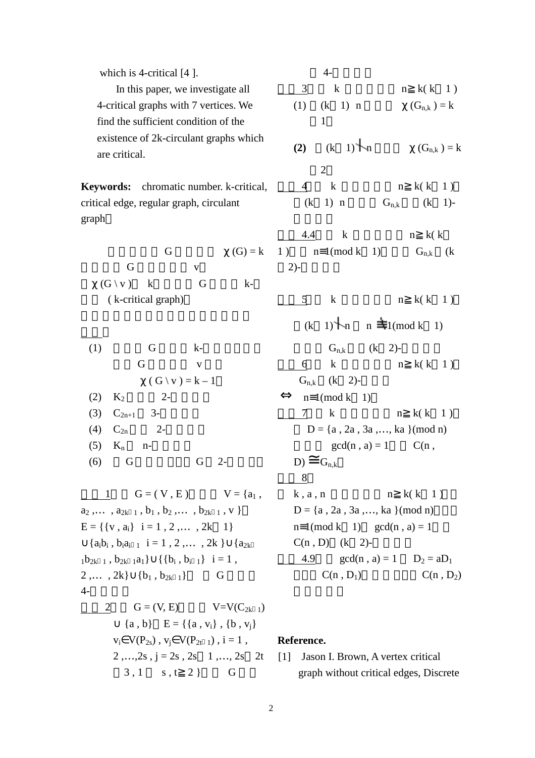which is 4-critical [4 ].

In this paper, we investigate all 4-critical graphs with 7 vertices. We find the sufficient condition of the existence of 2k-circulant graphs which are critical.

**Keywords:** chromatic number. k-critical, critical edge, regular graph, circulant graph

G $\chi(G) = k$ G v $\chi(G \setminus v)$ k G k- ( k-critical graph)

(1) G k- G v $\chi(G \setminus v) = k - 1$

(2) $K_2$ 2-

(3) $C_{2n+1}$ 3-

(4) $C_{2n}$ 2-

(5) $K_n$ n-

(6) G G 2-

1 $G = (V, E)$ $V = \{a_1, a_2, \ldots, a_{2k-1}, b_1, b_2, \ldots, b_{2k-1}, v\}$ $E = \{\{v, a_i\} \; i = 1, 2, \ldots, 2k-1\} \cup \{a_ib_i, b_ia_{i+1} \; i = 1, 2, \ldots, 2k\} \cup \{a_{2k-1}b_{2k-1}, b_{2k-1}a_1\} \cup \{\{b_i, b_{i+1}\} \; i = 1, 2, \ldots, 2k\} \cup \{b_1, b_{2k-1}\}$ G 4-

2 $G = (V, E)$ $V = V(C_{2k-1}) \cup \{a, b\}$ $E = \{\{a, v_i\}, \{b, v_j\} \; v_i \in V(P_{2s}), v_j \in V(P_{2t-1}), i = 1, 2, \ldots, 2s, j = 2s, 2s+1, \ldots, 2s+2t-3, 1 \; s, t \geqq 2\}$ G 4-

3 k $n \geqq k(k+1)$

(1) $(k+1) \mid n$ $\chi(G_{n,k}) = k+1$

**(2)** $(k+1) \nmid n$ $\chi(G_{n,k}) = k+2$

4 k $n \geqq k(k+1)$ $(k+1) \mid n$ $G_{n,k}$ $(k+1)$-

4.4 k $n \geqq k(k+1)$ $n \equiv 1 \pmod{k+1}$ $G_{n,k}$ $(k+2)$-

5 k $n \geqq k(k+1)$ $(k+1) \nmid n$ $n \not\equiv 1 \pmod{k+1}$ $G_{n,k}$ $(k+2)$-

6 k $n \geqq k(k+1)$ $G_{n,k}$ $(k+2)$- $\Leftrightarrow$ $n \equiv 1 \pmod{k+1}$

7 k $n \geqq k(k+1)$ $D = \{a, 2a, 3a, \ldots, ka\} \pmod{n}$ $\gcd(n, a) = 1$ $C(n, D) \cong G_{n,k}$

8 k, a, n $n \geqq k(k+1)$ $D = \{a, 2a, 3a, \ldots, ka\} \pmod{n}$ $n \equiv 1 \pmod{k+1}$ $\gcd(n, a) = 1$ $C(n, D)$ $(k+2)$-

4.9 $\gcd(n, a) = 1$ $D_2 = aD_1$ $C(n, D_1)$ $C(n, D_2)$

**Reference.**

[1] Jason I. Brown, A vertex critical graph without critical edges, Discrete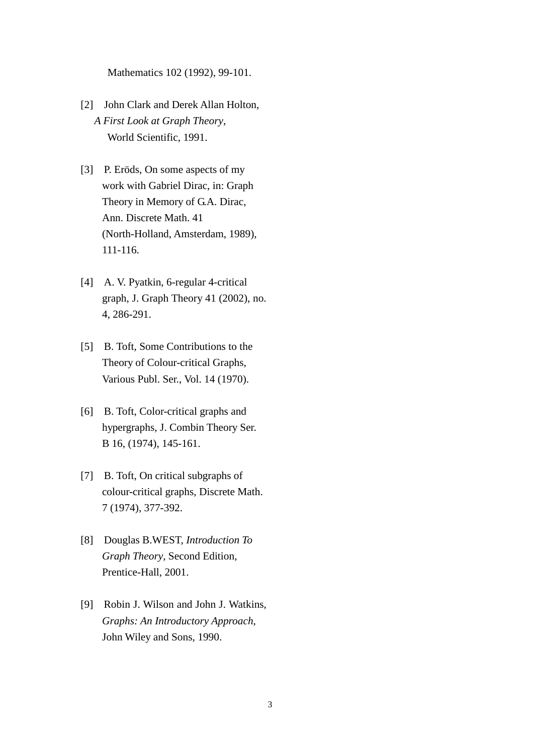Mathematics 102 (1992), 99-101.

[2] John Clark and Derek Allan Holton, *A First Look at Graph Theory*, World Scientific, 1991.

[3] P. Eröds, On some aspects of my work with Gabriel Dirac, in: Graph Theory in Memory of G.A. Dirac, Ann. Discrete Math. 41 (North-Holland, Amsterdam, 1989), 111-116.

[4] A. V. Pyatkin, 6-regular 4-critical graph, J. Graph Theory 41 (2002), no. 4, 286-291.

[5] B. Toft, Some Contributions to the Theory of Colour-critical Graphs, Various Publ. Ser., Vol. 14 (1970).

[6] B. Toft, Color-critical graphs and hypergraphs, J. Combin Theory Ser. B 16, (1974), 145-161.

[7] B. Toft, On critical subgraphs of colour-critical graphs, Discrete Math. 7 (1974), 377-392.

[8] Douglas B.WEST, *Introduction To Graph Theory*, Second Edition, Prentice-Hall, 2001.

[9] Robin J. Wilson and John J. Watkins, *Graphs: An Introductory Approach*, John Wiley and Sons, 1990.